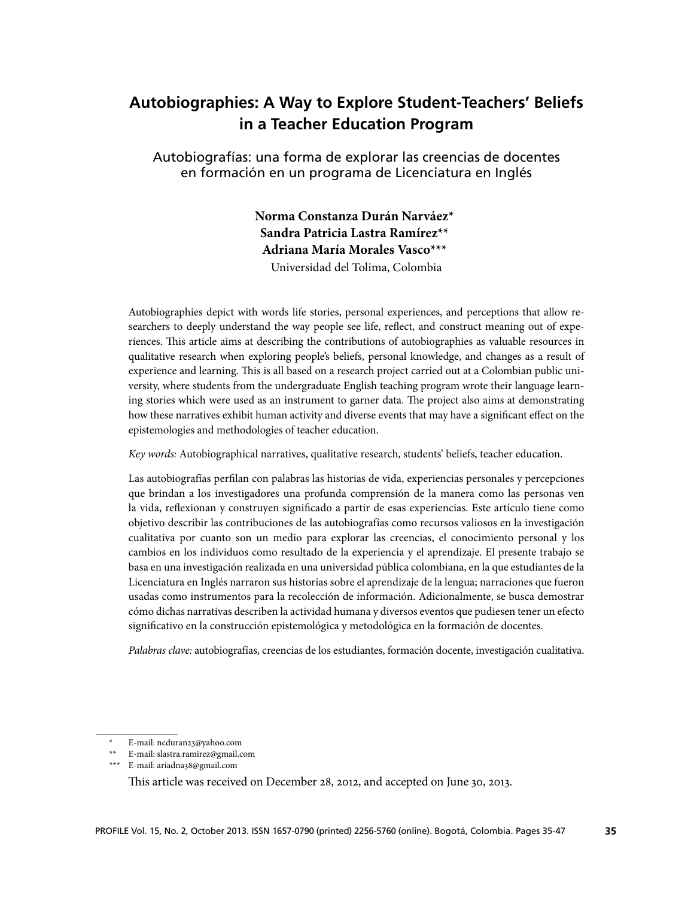# Autobiographies: A Way to Explore Student-Teachers' Beliefs in a Teacher Education Program

## Autobiografías: una forma de explorar las creencias de docentes en formación en un programa de Licenciatura en Inglés

**Norma Constanza Durán Narváez***
**Sandra Patricia Lastra Ramírez****
**Adriana María Morales Vasco*****
Universidad del Tolima, Colombia

Autobiographies depict with words life stories, personal experiences, and perceptions that allow researchers to deeply understand the way people see life, reflect, and construct meaning out of experiences. This article aims at describing the contributions of autobiographies as valuable resources in qualitative research when exploring people's beliefs, personal knowledge, and changes as a result of experience and learning. This is all based on a research project carried out at a Colombian public university, where students from the undergraduate English teaching program wrote their language learning stories which were used as an instrument to garner data. The project also aims at demonstrating how these narratives exhibit human activity and diverse events that may have a significant effect on the epistemologies and methodologies of teacher education.

*Key words:* Autobiographical narratives, qualitative research, students' beliefs, teacher education.

Las autobiografías perfilan con palabras las historias de vida, experiencias personales y percepciones que brindan a los investigadores una profunda comprensión de la manera como las personas ven la vida, reflexionan y construyen significado a partir de esas experiencias. Este artículo tiene como objetivo describir las contribuciones de las autobiografías como recursos valiosos en la investigación cualitativa por cuanto son un medio para explorar las creencias, el conocimiento personal y los cambios en los individuos como resultado de la experiencia y el aprendizaje. El presente trabajo se basa en una investigación realizada en una universidad pública colombiana, en la que estudiantes de la Licenciatura en Inglés narraron sus historias sobre el aprendizaje de la lengua; narraciones que fueron usadas como instrumentos para la recolección de información. Adicionalmente, se busca demostrar cómo dichas narrativas describen la actividad humana y diversos eventos que pudiesen tener un efecto significativo en la construcción epistemológica y metodológica en la formación de docentes.

*Palabras clave:* autobiografías, creencias de los estudiantes, formación docente, investigación cualitativa.

---

\* E-mail: ncduran23@yahoo.com

\*\* E-mail: slastra.ramirez@gmail.com

\*\*\* E-mail: ariadna38@gmail.com

This article was received on December 28, 2012, and accepted on June 30, 2013.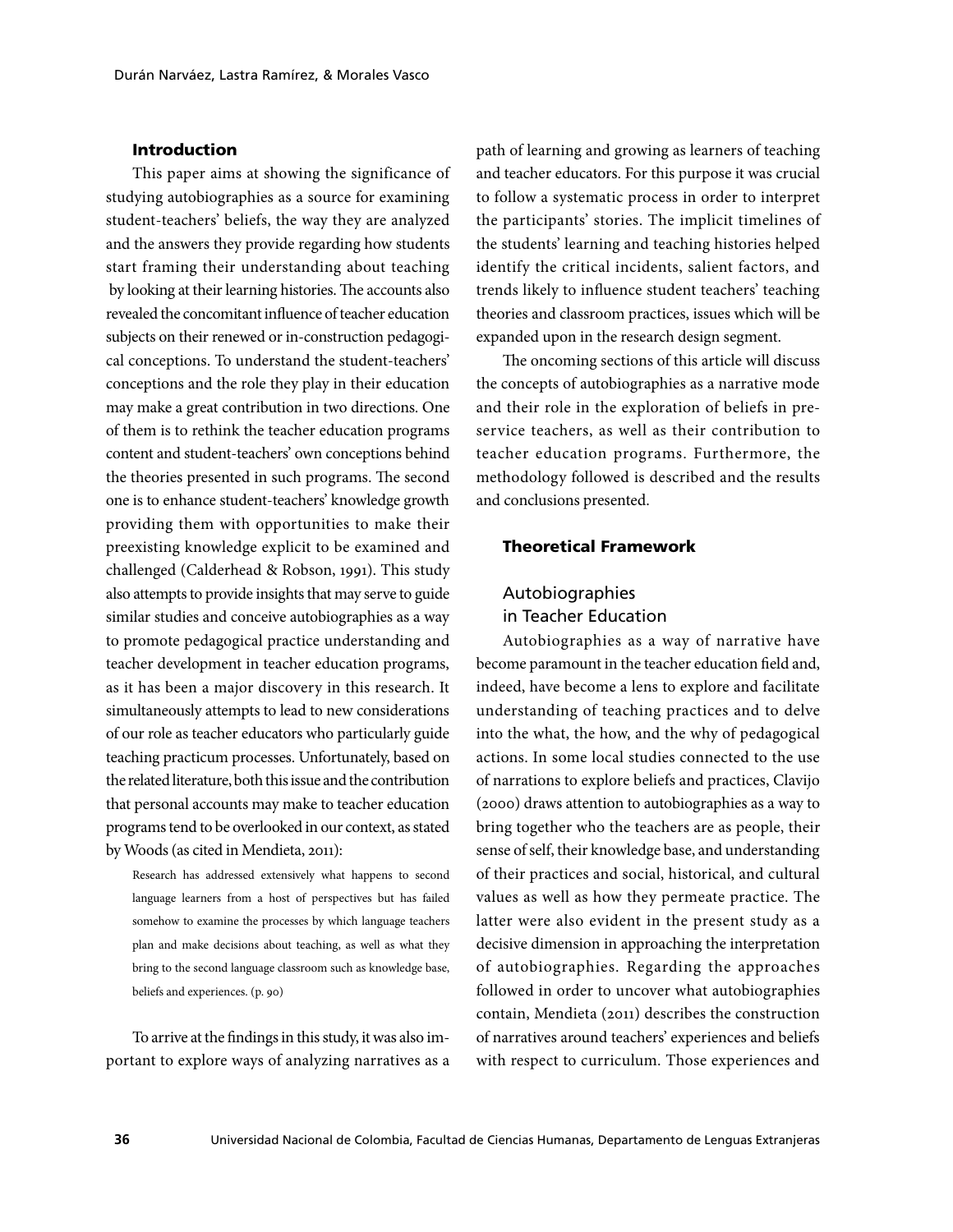## Introduction

This paper aims at showing the significance of studying autobiographies as a source for examining student-teachers' beliefs, the way they are analyzed and the answers they provide regarding how students start framing their understanding about teaching by looking at their learning histories. The accounts also revealed the concomitant influence of teacher education subjects on their renewed or in-construction pedagogical conceptions. To understand the student-teachers' conceptions and the role they play in their education may make a great contribution in two directions. One of them is to rethink the teacher education programs content and student-teachers' own conceptions behind the theories presented in such programs. The second one is to enhance student-teachers' knowledge growth providing them with opportunities to make their preexisting knowledge explicit to be examined and challenged (Calderhead & Robson, 1991). This study also attempts to provide insights that may serve to guide similar studies and conceive autobiographies as a way to promote pedagogical practice understanding and teacher development in teacher education programs, as it has been a major discovery in this research. It simultaneously attempts to lead to new considerations of our role as teacher educators who particularly guide teaching practicum processes. Unfortunately, based on the related literature, both this issue and the contribution that personal accounts may make to teacher education programs tend to be overlooked in our context, as stated by Woods (as cited in Mendieta, 2011):

> Research has addressed extensively what happens to second language learners from a host of perspectives but has failed somehow to examine the processes by which language teachers plan and make decisions about teaching, as well as what they bring to the second language classroom such as knowledge base, beliefs and experiences. (p. 90)

To arrive at the findings in this study, it was also important to explore ways of analyzing narratives as a path of learning and growing as learners of teaching and teacher educators. For this purpose it was crucial to follow a systematic process in order to interpret the participants' stories. The implicit timelines of the students' learning and teaching histories helped identify the critical incidents, salient factors, and trends likely to influence student teachers' teaching theories and classroom practices, issues which will be expanded upon in the research design segment.

The oncoming sections of this article will discuss the concepts of autobiographies as a narrative mode and their role in the exploration of beliefs in pre-service teachers, as well as their contribution to teacher education programs. Furthermore, the methodology followed is described and the results and conclusions presented.

## Theoretical Framework

### Autobiographies in Teacher Education

Autobiographies as a way of narrative have become paramount in the teacher education field and, indeed, have become a lens to explore and facilitate understanding of teaching practices and to delve into the what, the how, and the why of pedagogical actions. In some local studies connected to the use of narrations to explore beliefs and practices, Clavijo (2000) draws attention to autobiographies as a way to bring together who the teachers are as people, their sense of self, their knowledge base, and understanding of their practices and social, historical, and cultural values as well as how they permeate practice. The latter were also evident in the present study as a decisive dimension in approaching the interpretation of autobiographies. Regarding the approaches followed in order to uncover what autobiographies contain, Mendieta (2011) describes the construction of narratives around teachers' experiences and beliefs with respect to curriculum. Those experiences and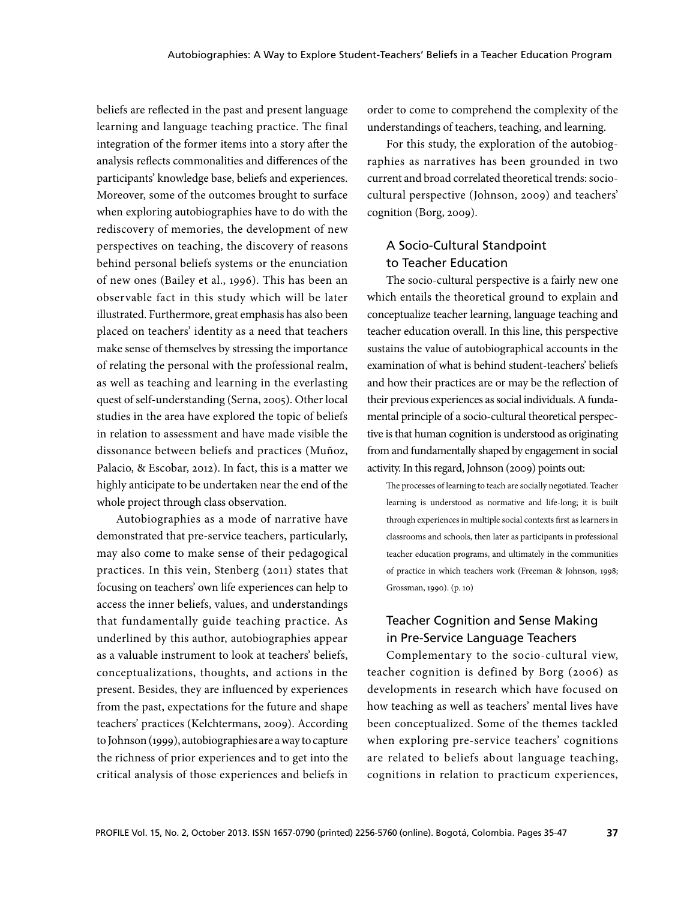beliefs are reflected in the past and present language learning and language teaching practice. The final integration of the former items into a story after the analysis reflects commonalities and differences of the participants' knowledge base, beliefs and experiences. Moreover, some of the outcomes brought to surface when exploring autobiographies have to do with the rediscovery of memories, the development of new perspectives on teaching, the discovery of reasons behind personal beliefs systems or the enunciation of new ones (Bailey et al., 1996). This has been an observable fact in this study which will be later illustrated. Furthermore, great emphasis has also been placed on teachers' identity as a need that teachers make sense of themselves by stressing the importance of relating the personal with the professional realm, as well as teaching and learning in the everlasting quest of self-understanding (Serna, 2005). Other local studies in the area have explored the topic of beliefs in relation to assessment and have made visible the dissonance between beliefs and practices (Muñoz, Palacio, & Escobar, 2012). In fact, this is a matter we highly anticipate to be undertaken near the end of the whole project through class observation.

Autobiographies as a mode of narrative have demonstrated that pre-service teachers, particularly, may also come to make sense of their pedagogical practices. In this vein, Stenberg (2011) states that focusing on teachers' own life experiences can help to access the inner beliefs, values, and understandings that fundamentally guide teaching practice. As underlined by this author, autobiographies appear as a valuable instrument to look at teachers' beliefs, conceptualizations, thoughts, and actions in the present. Besides, they are influenced by experiences from the past, expectations for the future and shape teachers' practices (Kelchtermans, 2009). According to Johnson (1999), autobiographies are a way to capture the richness of prior experiences and to get into the critical analysis of those experiences and beliefs in order to come to comprehend the complexity of the understandings of teachers, teaching, and learning.

For this study, the exploration of the autobiographies as narratives has been grounded in two current and broad correlated theoretical trends: socio-cultural perspective (Johnson, 2009) and teachers' cognition (Borg, 2009).

## A Socio-Cultural Standpoint to Teacher Education

The socio-cultural perspective is a fairly new one which entails the theoretical ground to explain and conceptualize teacher learning, language teaching and teacher education overall. In this line, this perspective sustains the value of autobiographical accounts in the examination of what is behind student-teachers' beliefs and how their practices are or may be the reflection of their previous experiences as social individuals. A fundamental principle of a socio-cultural theoretical perspective is that human cognition is understood as originating from and fundamentally shaped by engagement in social activity. In this regard, Johnson (2009) points out:

> The processes of learning to teach are socially negotiated. Teacher learning is understood as normative and life-long; it is built through experiences in multiple social contexts first as learners in classrooms and schools, then later as participants in professional teacher education programs, and ultimately in the communities of practice in which teachers work (Freeman & Johnson, 1998; Grossman, 1990). (p. 10)

## Teacher Cognition and Sense Making in Pre-Service Language Teachers

Complementary to the socio-cultural view, teacher cognition is defined by Borg (2006) as developments in research which have focused on how teaching as well as teachers' mental lives have been conceptualized. Some of the themes tackled when exploring pre-service teachers' cognitions are related to beliefs about language teaching, cognitions in relation to practicum experiences,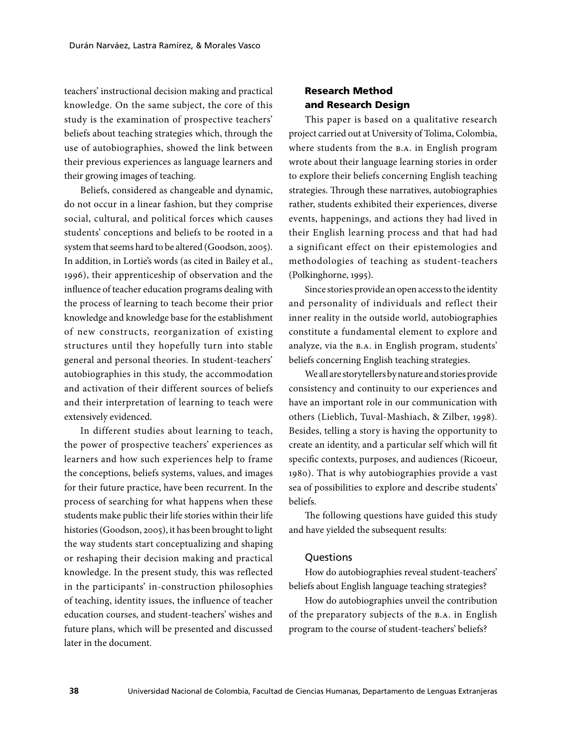teachers' instructional decision making and practical knowledge. On the same subject, the core of this study is the examination of prospective teachers' beliefs about teaching strategies which, through the use of autobiographies, showed the link between their previous experiences as language learners and their growing images of teaching.

Beliefs, considered as changeable and dynamic, do not occur in a linear fashion, but they comprise social, cultural, and political forces which causes students' conceptions and beliefs to be rooted in a system that seems hard to be altered (Goodson, 2005). In addition, in Lortie's words (as cited in Bailey et al., 1996), their apprenticeship of observation and the influence of teacher education programs dealing with the process of learning to teach become their prior knowledge and knowledge base for the establishment of new constructs, reorganization of existing structures until they hopefully turn into stable general and personal theories. In student-teachers' autobiographies in this study, the accommodation and activation of their different sources of beliefs and their interpretation of learning to teach were extensively evidenced.

In different studies about learning to teach, the power of prospective teachers' experiences as learners and how such experiences help to frame the conceptions, beliefs systems, values, and images for their future practice, have been recurrent. In the process of searching for what happens when these students make public their life stories within their life histories (Goodson, 2005), it has been brought to light the way students start conceptualizing and shaping or reshaping their decision making and practical knowledge. In the present study, this was reflected in the participants' in-construction philosophies of teaching, identity issues, the influence of teacher education courses, and student-teachers' wishes and future plans, which will be presented and discussed later in the document.

## Research Method and Research Design

This paper is based on a qualitative research project carried out at University of Tolima, Colombia, where students from the B.A. in English program wrote about their language learning stories in order to explore their beliefs concerning English teaching strategies. Through these narratives, autobiographies rather, students exhibited their experiences, diverse events, happenings, and actions they had lived in their English learning process and that had had a significant effect on their epistemologies and methodologies of teaching as student-teachers (Polkinghorne, 1995).

Since stories provide an open access to the identity and personality of individuals and reflect their inner reality in the outside world, autobiographies constitute a fundamental element to explore and analyze, via the B.A. in English program, students' beliefs concerning English teaching strategies.

We all are storytellers by nature and stories provide consistency and continuity to our experiences and have an important role in our communication with others (Lieblich, Tuval-Mashiach, & Zilber, 1998). Besides, telling a story is having the opportunity to create an identity, and a particular self which will fit specific contexts, purposes, and audiences (Ricoeur, 1980). That is why autobiographies provide a vast sea of possibilities to explore and describe students' beliefs.

The following questions have guided this study and have yielded the subsequent results:

### Questions

How do autobiographies reveal student-teachers' beliefs about English language teaching strategies?

How do autobiographies unveil the contribution of the preparatory subjects of the B.A. in English program to the course of student-teachers' beliefs?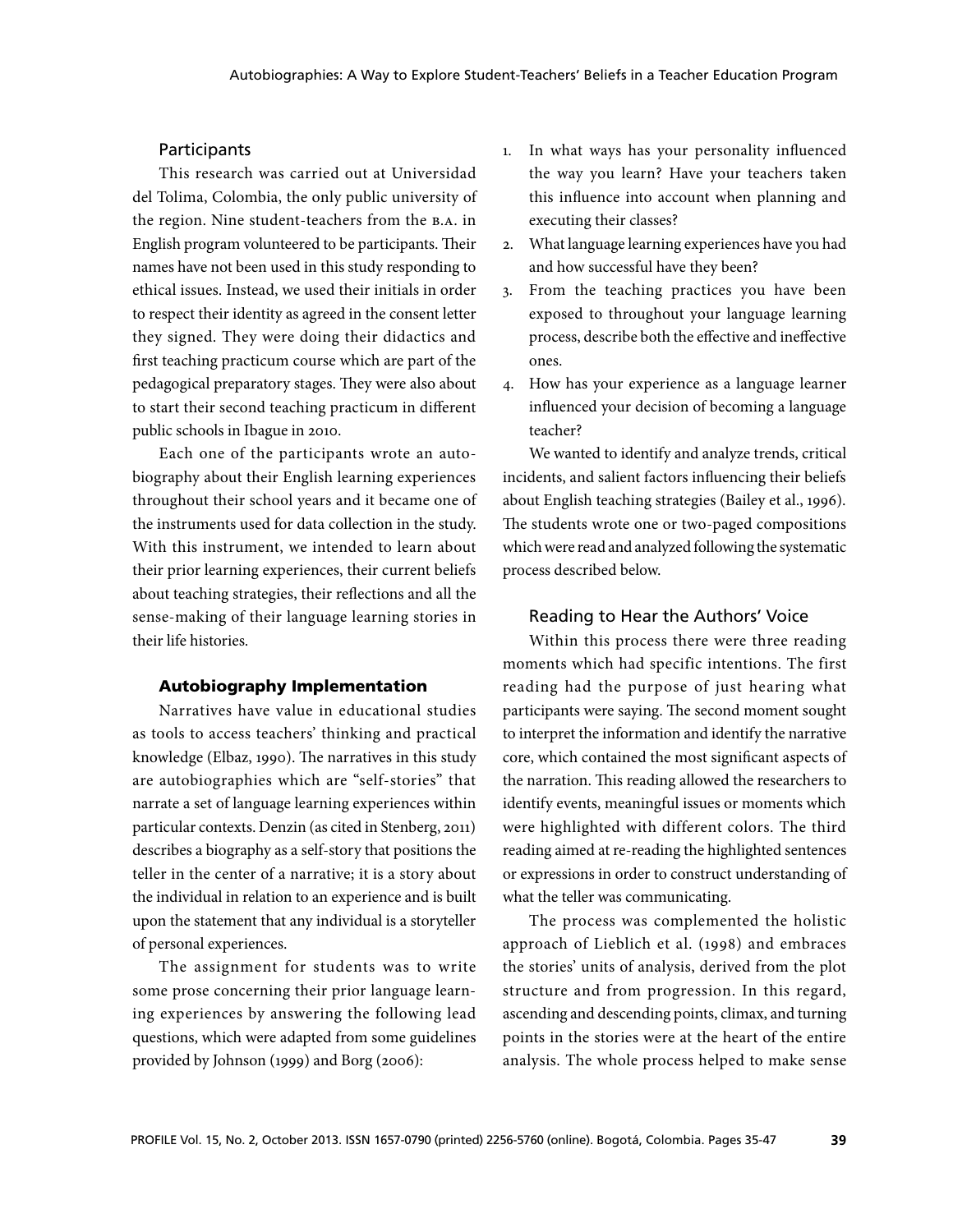### Participants

This research was carried out at Universidad del Tolima, Colombia, the only public university of the region. Nine student-teachers from the B.A. in English program volunteered to be participants. Their names have not been used in this study responding to ethical issues. Instead, we used their initials in order to respect their identity as agreed in the consent letter they signed. They were doing their didactics and first teaching practicum course which are part of the pedagogical preparatory stages. They were also about to start their second teaching practicum in different public schools in Ibague in 2010.

Each one of the participants wrote an autobiography about their English learning experiences throughout their school years and it became one of the instruments used for data collection in the study. With this instrument, we intended to learn about their prior learning experiences, their current beliefs about teaching strategies, their reflections and all the sense-making of their language learning stories in their life histories.

## Autobiography Implementation

Narratives have value in educational studies as tools to access teachers' thinking and practical knowledge (Elbaz, 1990). The narratives in this study are autobiographies which are "self-stories" that narrate a set of language learning experiences within particular contexts. Denzin (as cited in Stenberg, 2011) describes a biography as a self-story that positions the teller in the center of a narrative; it is a story about the individual in relation to an experience and is built upon the statement that any individual is a storyteller of personal experiences.

The assignment for students was to write some prose concerning their prior language learning experiences by answering the following lead questions, which were adapted from some guidelines provided by Johnson (1999) and Borg (2006):

1. In what ways has your personality influenced the way you learn? Have your teachers taken this influence into account when planning and executing their classes?
2. What language learning experiences have you had and how successful have they been?
3. From the teaching practices you have been exposed to throughout your language learning process, describe both the effective and ineffective ones.
4. How has your experience as a language learner influenced your decision of becoming a language teacher?

We wanted to identify and analyze trends, critical incidents, and salient factors influencing their beliefs about English teaching strategies (Bailey et al., 1996). The students wrote one or two-paged compositions which were read and analyzed following the systematic process described below.

### Reading to Hear the Authors' Voice

Within this process there were three reading moments which had specific intentions. The first reading had the purpose of just hearing what participants were saying. The second moment sought to interpret the information and identify the narrative core, which contained the most significant aspects of the narration. This reading allowed the researchers to identify events, meaningful issues or moments which were highlighted with different colors. The third reading aimed at re-reading the highlighted sentences or expressions in order to construct understanding of what the teller was communicating.

The process was complemented the holistic approach of Lieblich et al. (1998) and embraces the stories' units of analysis, derived from the plot structure and from progression. In this regard, ascending and descending points, climax, and turning points in the stories were at the heart of the entire analysis. The whole process helped to make sense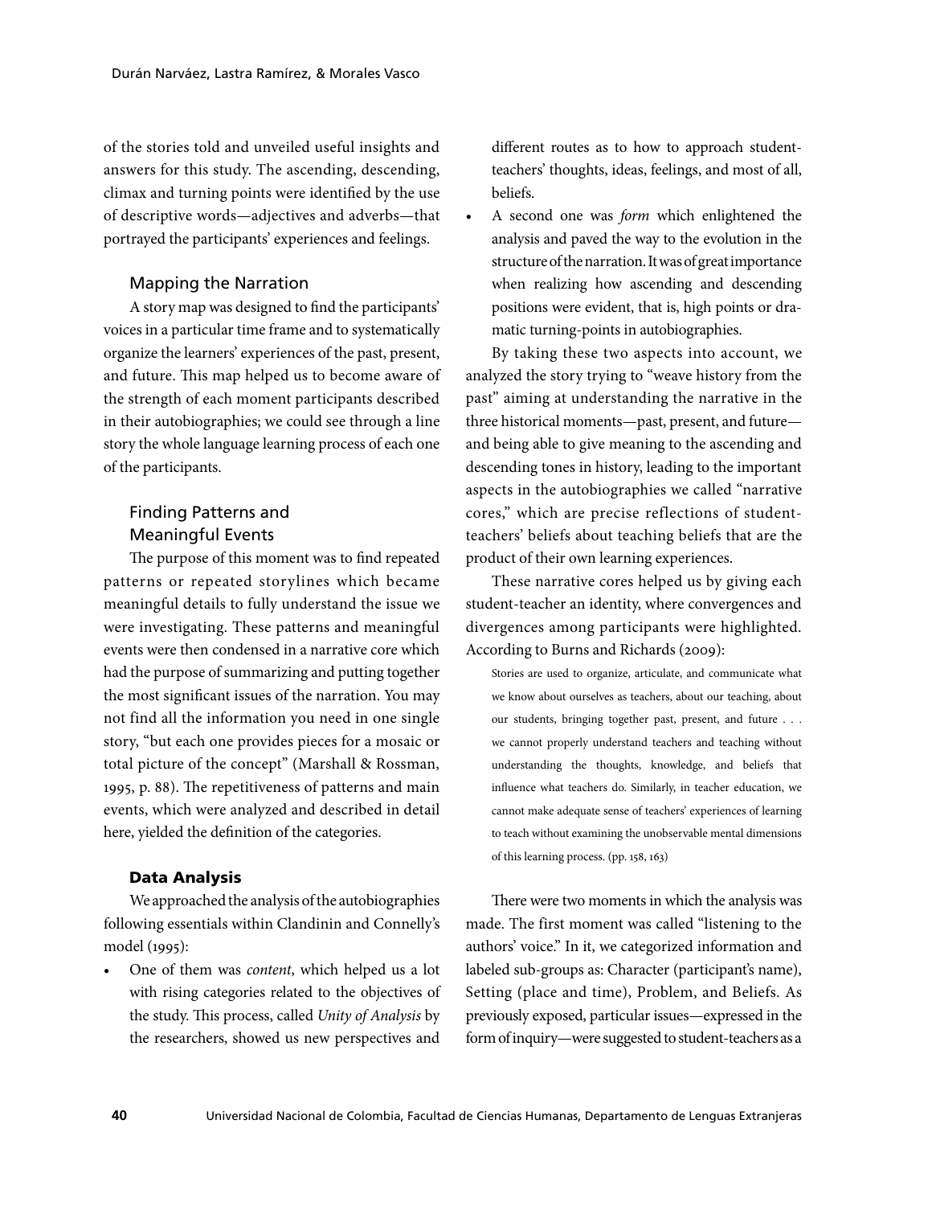of the stories told and unveiled useful insights and answers for this study. The ascending, descending, climax and turning points were identified by the use of descriptive words—adjectives and adverbs—that portrayed the participants' experiences and feelings.

### Mapping the Narration

A story map was designed to find the participants' voices in a particular time frame and to systematically organize the learners' experiences of the past, present, and future. This map helped us to become aware of the strength of each moment participants described in their autobiographies; we could see through a line story the whole language learning process of each one of the participants.

### Finding Patterns and Meaningful Events

The purpose of this moment was to find repeated patterns or repeated storylines which became meaningful details to fully understand the issue we were investigating. These patterns and meaningful events were then condensed in a narrative core which had the purpose of summarizing and putting together the most significant issues of the narration. You may not find all the information you need in one single story, "but each one provides pieces for a mosaic or total picture of the concept" (Marshall & Rossman, 1995, p. 88). The repetitiveness of patterns and main events, which were analyzed and described in detail here, yielded the definition of the categories.

## Data Analysis

We approached the analysis of the autobiographies following essentials within Clandinin and Connelly's model (1995):

- One of them was *content*, which helped us a lot with rising categories related to the objectives of the study. This process, called *Unity of Analysis* by the researchers, showed us new perspectives and different routes as to how to approach student-teachers' thoughts, ideas, feelings, and most of all, beliefs.
- A second one was *form* which enlightened the analysis and paved the way to the evolution in the structure of the narration. It was of great importance when realizing how ascending and descending positions were evident, that is, high points or dramatic turning-points in autobiographies.

By taking these two aspects into account, we analyzed the story trying to "weave history from the past" aiming at understanding the narrative in the three historical moments—past, present, and future—and being able to give meaning to the ascending and descending tones in history, leading to the important aspects in the autobiographies we called "narrative cores," which are precise reflections of student-teachers' beliefs about teaching beliefs that are the product of their own learning experiences.

These narrative cores helped us by giving each student-teacher an identity, where convergences and divergences among participants were highlighted. According to Burns and Richards (2009):

> Stories are used to organize, articulate, and communicate what we know about ourselves as teachers, about our teaching, about our students, bringing together past, present, and future . . . we cannot properly understand teachers and teaching without understanding the thoughts, knowledge, and beliefs that influence what teachers do. Similarly, in teacher education, we cannot make adequate sense of teachers' experiences of learning to teach without examining the unobservable mental dimensions of this learning process. (pp. 158, 163)

There were two moments in which the analysis was made. The first moment was called "listening to the authors' voice." In it, we categorized information and labeled sub-groups as: Character (participant's name), Setting (place and time), Problem, and Beliefs. As previously exposed, particular issues—expressed in the form of inquiry—were suggested to student-teachers as a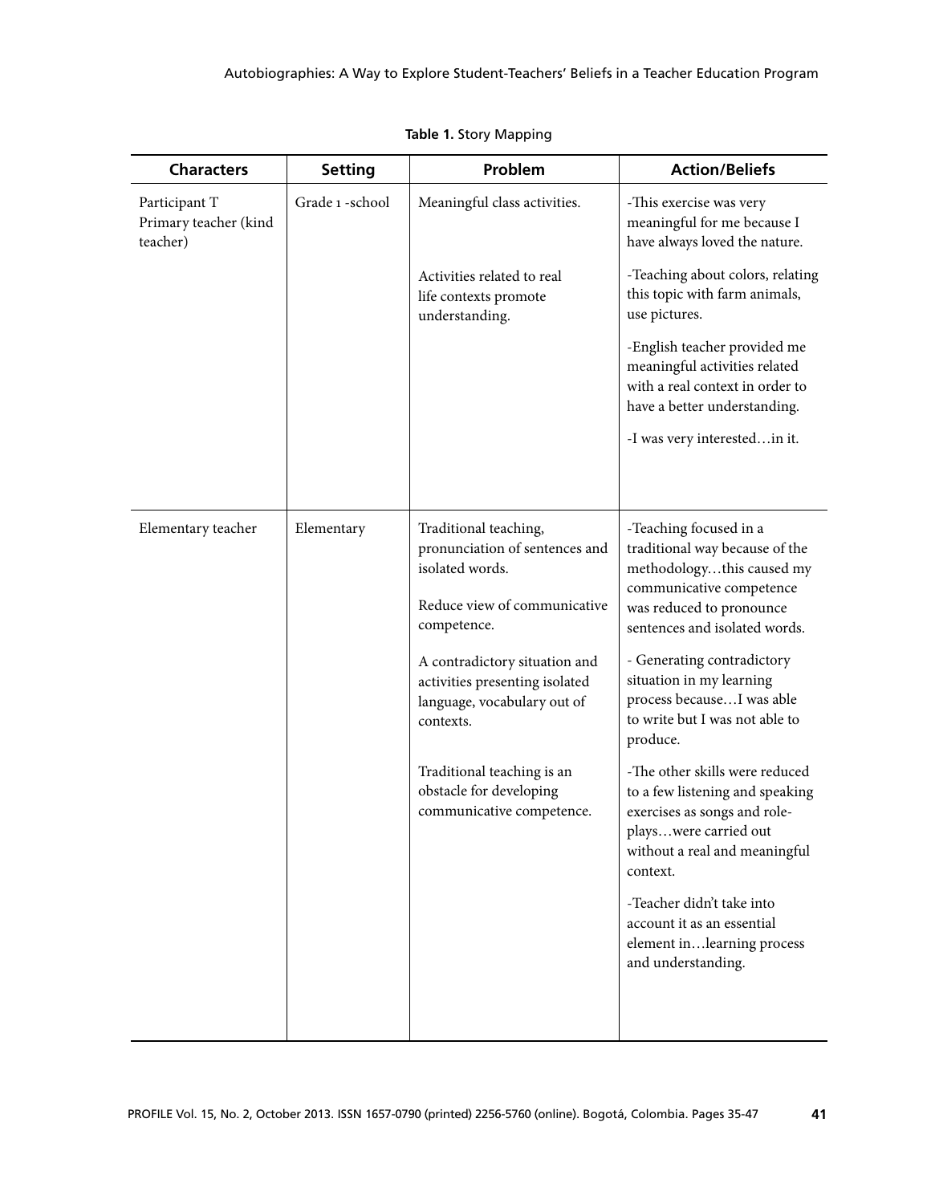**Table 1.** Story Mapping

| Characters | Setting | Problem | Action/Beliefs |
|---|---|---|---|
| Participant T<br>Primary teacher (kind teacher) | Grade 1 -school | Meaningful class activities.<br><br>Activities related to real life contexts promote understanding. | -This exercise was very meaningful for me because I have always loved the nature.<br><br>-Teaching about colors, relating this topic with farm animals, use pictures.<br><br>-English teacher provided me meaningful activities related with a real context in order to have a better understanding.<br><br>-I was very interested…in it. |
| Elementary teacher | Elementary | Traditional teaching, pronunciation of sentences and isolated words.<br><br>Reduce view of communicative competence.<br><br>A contradictory situation and activities presenting isolated language, vocabulary out of contexts.<br><br>Traditional teaching is an obstacle for developing communicative competence. | -Teaching focused in a traditional way because of the methodology…this caused my communicative competence was reduced to pronounce sentences and isolated words.<br><br>- Generating contradictory situation in my learning process because…I was able to write but I was not able to produce.<br><br>-The other skills were reduced to a few listening and speaking exercises as songs and role-plays…were carried out without a real and meaningful context.<br><br>-Teacher didn't take into account it as an essential element in…learning process and understanding. |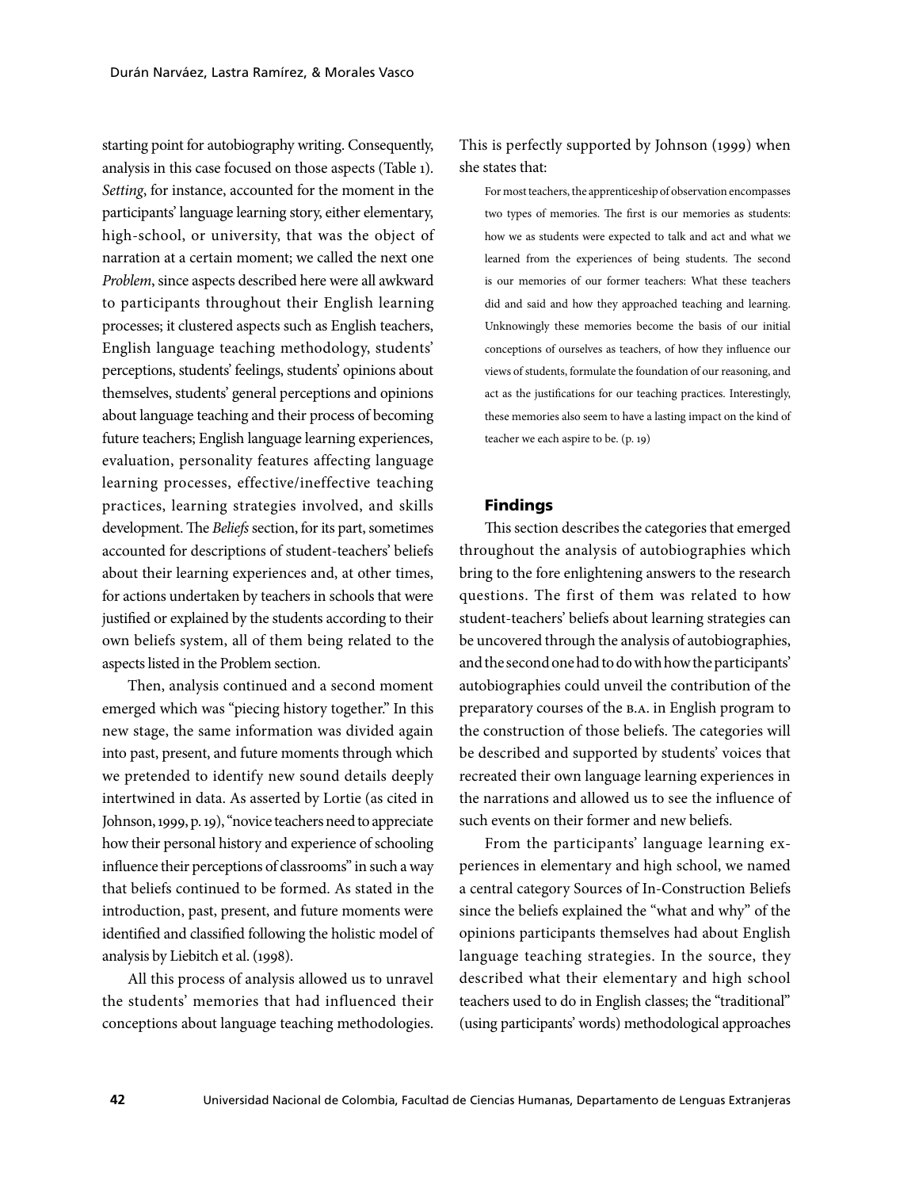starting point for autobiography writing. Consequently, analysis in this case focused on those aspects (Table 1). *Setting*, for instance, accounted for the moment in the participants' language learning story, either elementary, high-school, or university, that was the object of narration at a certain moment; we called the next one *Problem*, since aspects described here were all awkward to participants throughout their English learning processes; it clustered aspects such as English teachers, English language teaching methodology, students' perceptions, students' feelings, students' opinions about themselves, students' general perceptions and opinions about language teaching and their process of becoming future teachers; English language learning experiences, evaluation, personality features affecting language learning processes, effective/ineffective teaching practices, learning strategies involved, and skills development. The *Beliefs* section, for its part, sometimes accounted for descriptions of student-teachers' beliefs about their learning experiences and, at other times, for actions undertaken by teachers in schools that were justified or explained by the students according to their own beliefs system, all of them being related to the aspects listed in the Problem section.

Then, analysis continued and a second moment emerged which was "piecing history together." In this new stage, the same information was divided again into past, present, and future moments through which we pretended to identify new sound details deeply intertwined in data. As asserted by Lortie (as cited in Johnson, 1999, p. 19), "novice teachers need to appreciate how their personal history and experience of schooling influence their perceptions of classrooms" in such a way that beliefs continued to be formed. As stated in the introduction, past, present, and future moments were identified and classified following the holistic model of analysis by Liebitch et al. (1998).

All this process of analysis allowed us to unravel the students' memories that had influenced their conceptions about language teaching methodologies. This is perfectly supported by Johnson (1999) when she states that:

> For most teachers, the apprenticeship of observation encompasses two types of memories. The first is our memories as students: how we as students were expected to talk and act and what we learned from the experiences of being students. The second is our memories of our former teachers: What these teachers did and said and how they approached teaching and learning. Unknowingly these memories become the basis of our initial conceptions of ourselves as teachers, of how they influence our views of students, formulate the foundation of our reasoning, and act as the justifications for our teaching practices. Interestingly, these memories also seem to have a lasting impact on the kind of teacher we each aspire to be. (p. 19)

## Findings

This section describes the categories that emerged throughout the analysis of autobiographies which bring to the fore enlightening answers to the research questions. The first of them was related to how student-teachers' beliefs about learning strategies can be uncovered through the analysis of autobiographies, and the second one had to do with how the participants' autobiographies could unveil the contribution of the preparatory courses of the B.A. in English program to the construction of those beliefs. The categories will be described and supported by students' voices that recreated their own language learning experiences in the narrations and allowed us to see the influence of such events on their former and new beliefs.

From the participants' language learning experiences in elementary and high school, we named a central category Sources of In-Construction Beliefs since the beliefs explained the "what and why" of the opinions participants themselves had about English language teaching strategies. In the source, they described what their elementary and high school teachers used to do in English classes; the "traditional" (using participants' words) methodological approaches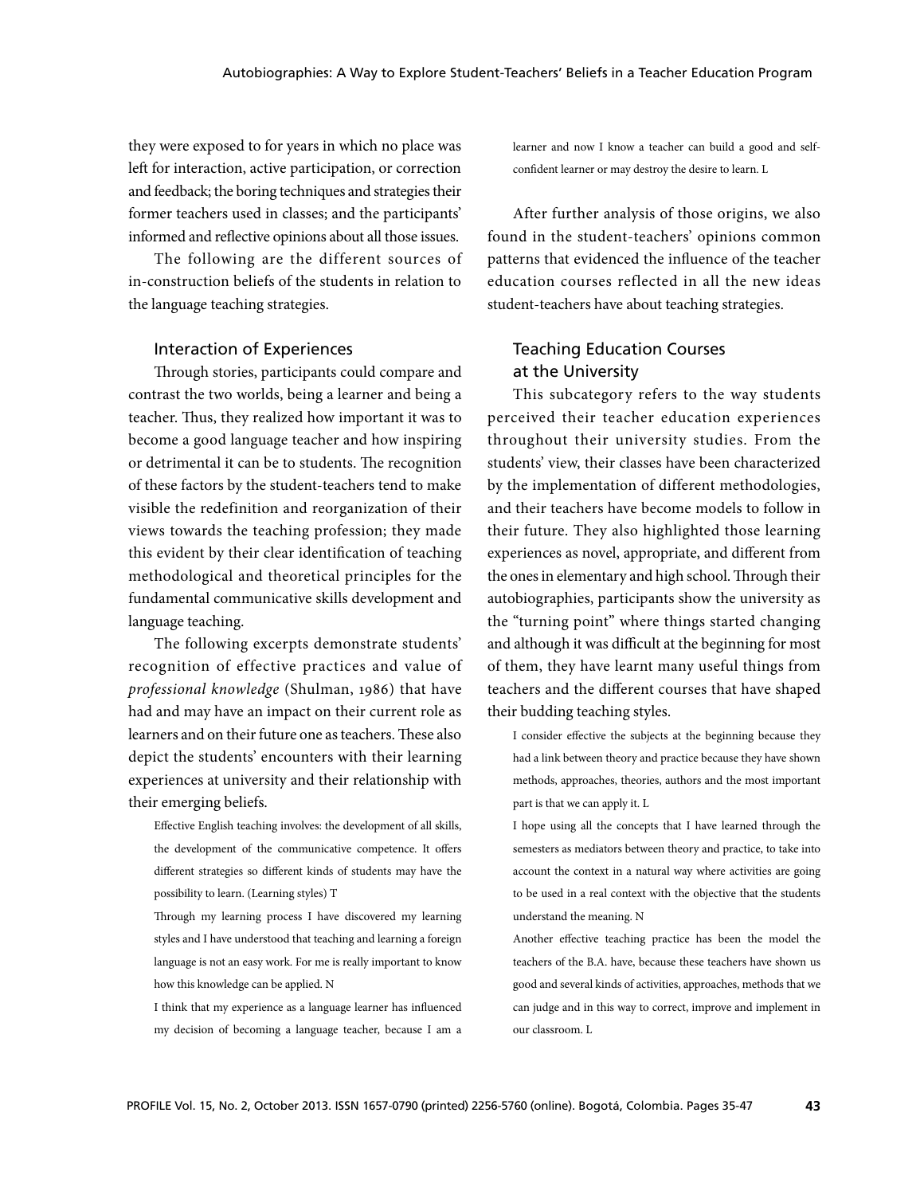they were exposed to for years in which no place was left for interaction, active participation, or correction and feedback; the boring techniques and strategies their former teachers used in classes; and the participants' informed and reflective opinions about all those issues.

The following are the different sources of in-construction beliefs of the students in relation to the language teaching strategies.

### Interaction of Experiences

Through stories, participants could compare and contrast the two worlds, being a learner and being a teacher. Thus, they realized how important it was to become a good language teacher and how inspiring or detrimental it can be to students. The recognition of these factors by the student-teachers tend to make visible the redefinition and reorganization of their views towards the teaching profession; they made this evident by their clear identification of teaching methodological and theoretical principles for the fundamental communicative skills development and language teaching.

The following excerpts demonstrate students' recognition of effective practices and value of *professional knowledge* (Shulman, 1986) that have had and may have an impact on their current role as learners and on their future one as teachers. These also depict the students' encounters with their learning experiences at university and their relationship with their emerging beliefs.

> Effective English teaching involves: the development of all skills, the development of the communicative competence. It offers different strategies so different kinds of students may have the possibility to learn. (Learning styles) T

> Through my learning process I have discovered my learning styles and I have understood that teaching and learning a foreign language is not an easy work. For me is really important to know how this knowledge can be applied. N

> I think that my experience as a language learner has influenced my decision of becoming a language teacher, because I am a learner and now I know a teacher can build a good and self-confident learner or may destroy the desire to learn. L

After further analysis of those origins, we also found in the student-teachers' opinions common patterns that evidenced the influence of the teacher education courses reflected in all the new ideas student-teachers have about teaching strategies.

### Teaching Education Courses at the University

This subcategory refers to the way students perceived their teacher education experiences throughout their university studies. From the students' view, their classes have been characterized by the implementation of different methodologies, and their teachers have become models to follow in their future. They also highlighted those learning experiences as novel, appropriate, and different from the ones in elementary and high school. Through their autobiographies, participants show the university as the "turning point" where things started changing and although it was difficult at the beginning for most of them, they have learnt many useful things from teachers and the different courses that have shaped their budding teaching styles.

> I consider effective the subjects at the beginning because they had a link between theory and practice because they have shown methods, approaches, theories, authors and the most important part is that we can apply it. L

> I hope using all the concepts that I have learned through the semesters as mediators between theory and practice, to take into account the context in a natural way where activities are going to be used in a real context with the objective that the students understand the meaning. N

> Another effective teaching practice has been the model the teachers of the B.A. have, because these teachers have shown us good and several kinds of activities, approaches, methods that we can judge and in this way to correct, improve and implement in our classroom. L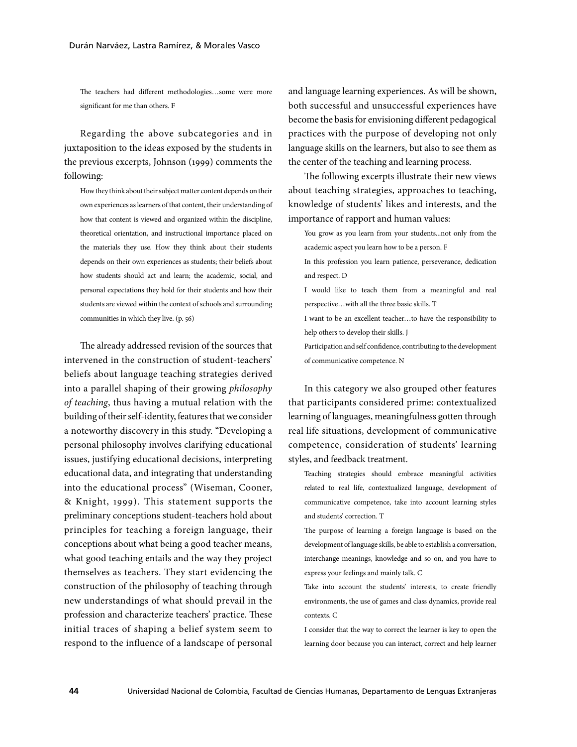> The teachers had different methodologies…some were more significant for me than others. F

Regarding the above subcategories and in juxtaposition to the ideas exposed by the students in the previous excerpts, Johnson (1999) comments the following:

> How they think about their subject matter content depends on their own experiences as learners of that content, their understanding of how that content is viewed and organized within the discipline, theoretical orientation, and instructional importance placed on the materials they use. How they think about their students depends on their own experiences as students; their beliefs about how students should act and learn; the academic, social, and personal expectations they hold for their students and how their students are viewed within the context of schools and surrounding communities in which they live. (p. 56)

The already addressed revision of the sources that intervened in the construction of student-teachers' beliefs about language teaching strategies derived into a parallel shaping of their growing *philosophy of teaching*, thus having a mutual relation with the building of their self-identity, features that we consider a noteworthy discovery in this study. "Developing a personal philosophy involves clarifying educational issues, justifying educational decisions, interpreting educational data, and integrating that understanding into the educational process" (Wiseman, Cooner, & Knight, 1999). This statement supports the preliminary conceptions student-teachers hold about principles for teaching a foreign language, their conceptions about what being a good teacher means, what good teaching entails and the way they project themselves as teachers. They start evidencing the construction of the philosophy of teaching through new understandings of what should prevail in the profession and characterize teachers' practice. These initial traces of shaping a belief system seem to respond to the influence of a landscape of personal and language learning experiences. As will be shown, both successful and unsuccessful experiences have become the basis for envisioning different pedagogical practices with the purpose of developing not only language skills on the learners, but also to see them as the center of the teaching and learning process.

The following excerpts illustrate their new views about teaching strategies, approaches to teaching, knowledge of students' likes and interests, and the importance of rapport and human values:

> You grow as you learn from your students...not only from the academic aspect you learn how to be a person. F
>
> In this profession you learn patience, perseverance, dedication and respect. D
>
> I would like to teach them from a meaningful and real perspective…with all the three basic skills. T
>
> I want to be an excellent teacher…to have the responsibility to help others to develop their skills. J
>
> Participation and self confidence, contributing to the development of communicative competence. N

In this category we also grouped other features that participants considered prime: contextualized learning of languages, meaningfulness gotten through real life situations, development of communicative competence, consideration of students' learning styles, and feedback treatment.

> Teaching strategies should embrace meaningful activities related to real life, contextualized language, development of communicative competence, take into account learning styles and students' correction. T
>
> The purpose of learning a foreign language is based on the development of language skills, be able to establish a conversation, interchange meanings, knowledge and so on, and you have to express your feelings and mainly talk. C
>
> Take into account the students' interests, to create friendly environments, the use of games and class dynamics, provide real contexts. C
>
> I consider that the way to correct the learner is key to open the learning door because you can interact, correct and help learner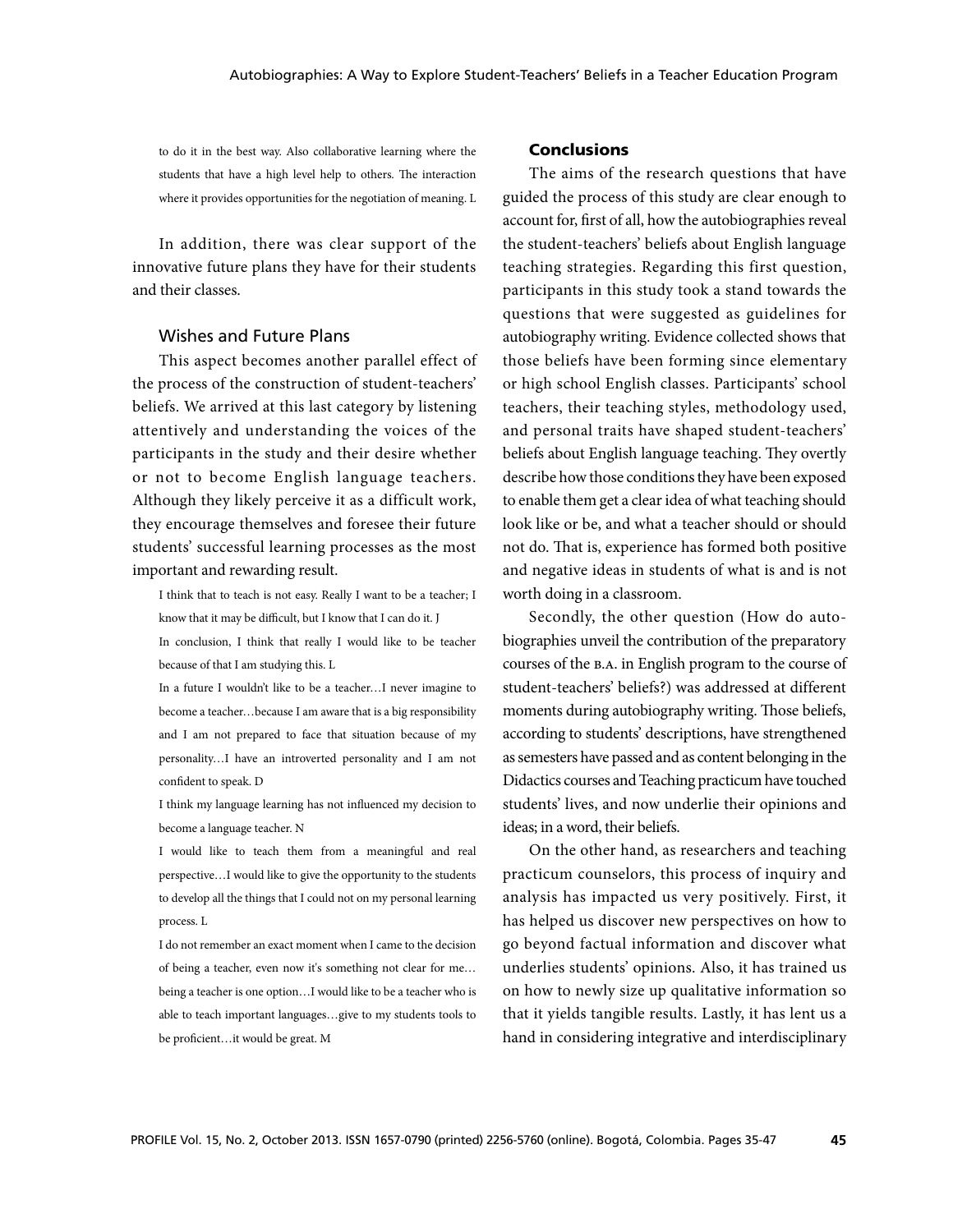to do it in the best way. Also collaborative learning where the students that have a high level help to others. The interaction where it provides opportunities for the negotiation of meaning. L

In addition, there was clear support of the innovative future plans they have for their students and their classes.

### Wishes and Future Plans

This aspect becomes another parallel effect of the process of the construction of student-teachers' beliefs. We arrived at this last category by listening attentively and understanding the voices of the participants in the study and their desire whether or not to become English language teachers. Although they likely perceive it as a difficult work, they encourage themselves and foresee their future students' successful learning processes as the most important and rewarding result.

> I think that to teach is not easy. Really I want to be a teacher; I know that it may be difficult, but I know that I can do it. J
>
> In conclusion, I think that really I would like to be teacher because of that I am studying this. L
>
> In a future I wouldn't like to be a teacher…I never imagine to become a teacher…because I am aware that is a big responsibility and I am not prepared to face that situation because of my personality…I have an introverted personality and I am not confident to speak. D
>
> I think my language learning has not influenced my decision to become a language teacher. N
>
> I would like to teach them from a meaningful and real perspective…I would like to give the opportunity to the students to develop all the things that I could not on my personal learning process. L
>
> I do not remember an exact moment when I came to the decision of being a teacher, even now it's something not clear for me…being a teacher is one option…I would like to be a teacher who is able to teach important languages…give to my students tools to be proficient…it would be great. M

## Conclusions

The aims of the research questions that have guided the process of this study are clear enough to account for, first of all, how the autobiographies reveal the student-teachers' beliefs about English language teaching strategies. Regarding this first question, participants in this study took a stand towards the questions that were suggested as guidelines for autobiography writing. Evidence collected shows that those beliefs have been forming since elementary or high school English classes. Participants' school teachers, their teaching styles, methodology used, and personal traits have shaped student-teachers' beliefs about English language teaching. They overtly describe how those conditions they have been exposed to enable them get a clear idea of what teaching should look like or be, and what a teacher should or should not do. That is, experience has formed both positive and negative ideas in students of what is and is not worth doing in a classroom.

Secondly, the other question (How do autobiographies unveil the contribution of the preparatory courses of the B.A. in English program to the course of student-teachers' beliefs?) was addressed at different moments during autobiography writing. Those beliefs, according to students' descriptions, have strengthened as semesters have passed and as content belonging in the Didactics courses and Teaching practicum have touched students' lives, and now underlie their opinions and ideas; in a word, their beliefs.

On the other hand, as researchers and teaching practicum counselors, this process of inquiry and analysis has impacted us very positively. First, it has helped us discover new perspectives on how to go beyond factual information and discover what underlies students' opinions. Also, it has trained us on how to newly size up qualitative information so that it yields tangible results. Lastly, it has lent us a hand in considering integrative and interdisciplinary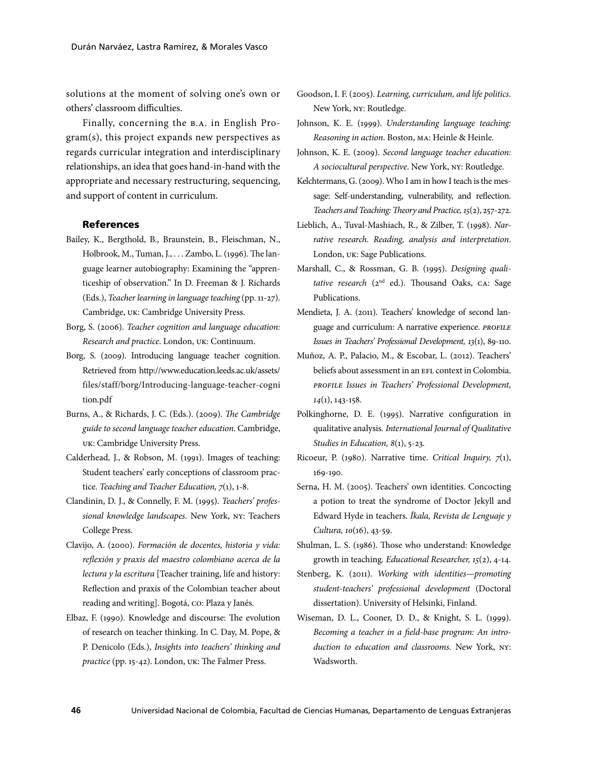solutions at the moment of solving one's own or others' classroom difficulties.

Finally, concerning the B.A. in English Program(s), this project expands new perspectives as regards curricular integration and interdisciplinary relationships, an idea that goes hand-in-hand with the appropriate and necessary restructuring, sequencing, and support of content in curriculum.

## References

Bailey, K., Bergthold, B., Braunstein, B., Fleischman, N., Holbrook, M., Tuman, J., . . . Zambo, L. (1996). The language learner autobiography: Examining the "apprenticeship of observation." In D. Freeman & J. Richards (Eds.), *Teacher learning in language teaching* (pp. 11-27). Cambridge, UK: Cambridge University Press.

Borg, S. (2006). *Teacher cognition and language education: Research and practice*. London, UK: Continuum.

Borg, S. (2009). Introducing language teacher cognition. Retrieved from http://www.education.leeds.ac.uk/assets/files/staff/borg/Introducing-language-teacher-cognition.pdf

Burns, A., & Richards, J. C. (Eds.). (2009). *The Cambridge guide to second language teacher education*. Cambridge, UK: Cambridge University Press.

Calderhead, J., & Robson, M. (1991). Images of teaching: Student teachers' early conceptions of classroom practice. *Teaching and Teacher Education, 7*(1), 1-8.

Clandinin, D. J., & Connelly, F. M. (1995). *Teachers' professional knowledge landscapes*. New York, NY: Teachers College Press.

Clavijo, A. (2000). *Formación de docentes, historia y vida: reflexión y praxis del maestro colombiano acerca de la lectura y la escritura* [Teacher training, life and history: Reflection and praxis of the Colombian teacher about reading and writing]. Bogotá, CO: Plaza y Janés.

Elbaz, F. (1990). Knowledge and discourse: The evolution of research on teacher thinking. In C. Day, M. Pope, & P. Denicolo (Eds.), *Insights into teachers' thinking and practice* (pp. 15-42). London, UK: The Falmer Press.

Goodson, I. F. (2005). *Learning, curriculum, and life politics*. New York, NY: Routledge.

Johnson, K. E. (1999). *Understanding language teaching: Reasoning in action*. Boston, MA: Heinle & Heinle.

Johnson, K. E. (2009). *Second language teacher education: A sociocultural perspective*. New York, NY: Routledge.

Kelchtermans, G. (2009). Who I am in how I teach is the message: Self-understanding, vulnerability, and reflection. *Teachers and Teaching: Theory and Practice, 15*(2), 257-272.

Lieblich, A., Tuval-Mashiach, R., & Zilber, T. (1998). *Narrative research. Reading, analysis and interpretation*. London, UK: Sage Publications.

Marshall, C., & Rossman, G. B. (1995). *Designing qualitative research* (2nd ed.). Thousand Oaks, CA: Sage Publications.

Mendieta, J. A. (2011). Teachers' knowledge of second language and curriculum: A narrative experience. *PROFILE Issues in Teachers' Professional Development, 13*(1), 89-110.

Muñoz, A. P., Palacio, M., & Escobar, L. (2012). Teachers' beliefs about assessment in an EFL context in Colombia. *PROFILE Issues in Teachers' Professional Development, 14*(1), 143-158.

Polkinghorne, D. E. (1995). Narrative configuration in qualitative analysis. *International Journal of Qualitative Studies in Education, 8*(1), 5-23.

Ricoeur, P. (1980). Narrative time. *Critical Inquiry, 7*(1), 169-190.

Serna, H. M. (2005). Teachers' own identities. Concocting a potion to treat the syndrome of Doctor Jekyll and Edward Hyde in teachers. *Íkala, Revista de Lenguaje y Cultura, 10*(16), 43-59.

Shulman, L. S. (1986). Those who understand: Knowledge growth in teaching. *Educational Researcher, 15*(2), 4-14.

Stenberg, K. (2011). *Working with identities—promoting student-teachers' professional development* (Doctoral dissertation). University of Helsinki, Finland.

Wiseman, D. L., Cooner, D. D., & Knight, S. L. (1999). *Becoming a teacher in a field-base program: An introduction to education and classrooms.* New York, NY: Wadsworth.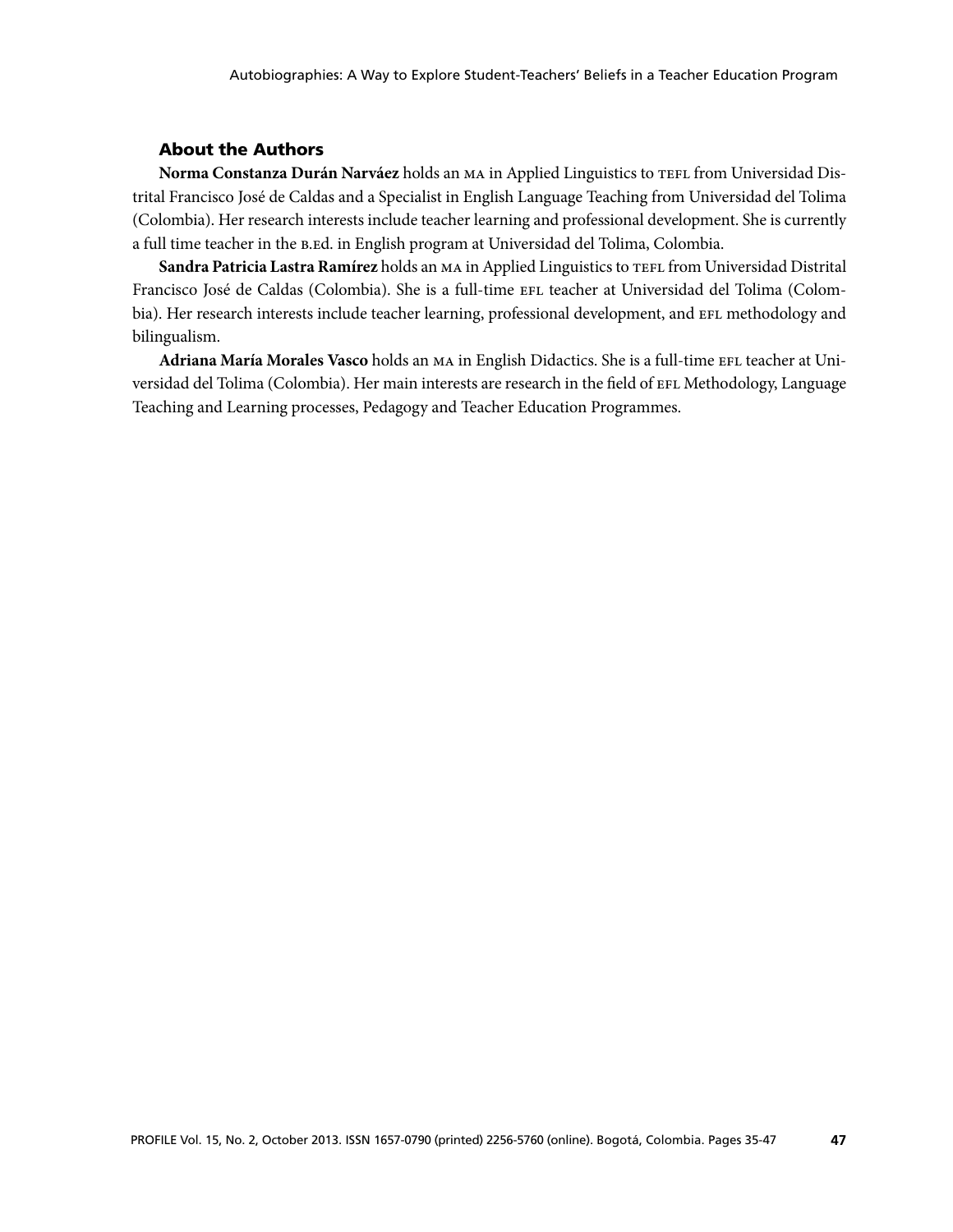### About the Authors

**Norma Constanza Durán Narváez** holds an MA in Applied Linguistics to TEFL from Universidad Distrital Francisco José de Caldas and a Specialist in English Language Teaching from Universidad del Tolima (Colombia). Her research interests include teacher learning and professional development. She is currently a full time teacher in the B.Ed. in English program at Universidad del Tolima, Colombia.

**Sandra Patricia Lastra Ramírez** holds an MA in Applied Linguistics to TEFL from Universidad Distrital Francisco José de Caldas (Colombia). She is a full-time EFL teacher at Universidad del Tolima (Colombia). Her research interests include teacher learning, professional development, and EFL methodology and bilingualism.

**Adriana María Morales Vasco** holds an MA in English Didactics. She is a full-time EFL teacher at Universidad del Tolima (Colombia). Her main interests are research in the field of EFL Methodology, Language Teaching and Learning processes, Pedagogy and Teacher Education Programmes.